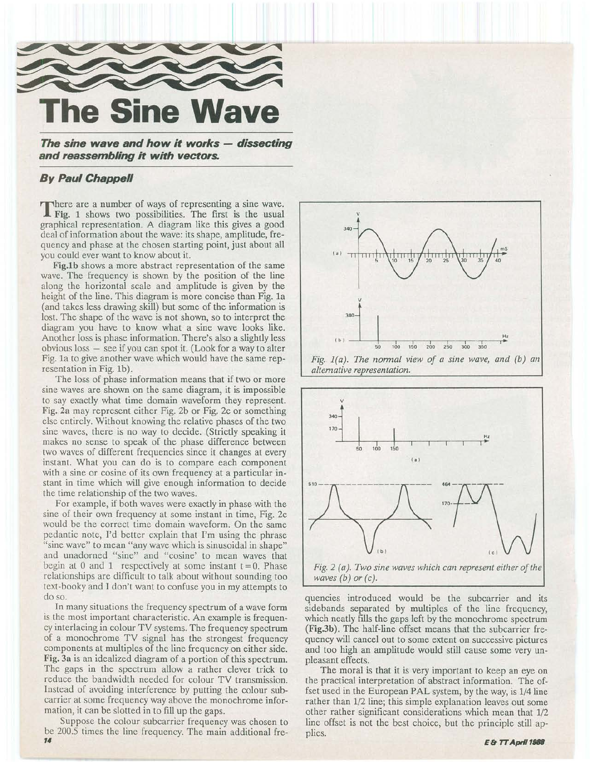# The Sine Wave

***The sine wave and how it works — dissecting and reassembling it with vectors.***

### *By Paul Chappell*

There are a number of ways of representing a sine wave. **Fig.** 1 shows two possibilities. The first is the usual graphical representation. A diagram like this gives a good deal of information about the wave: its shape, amplitude, frequency and phase at the chosen starting point, just about all you could ever want to know about it.

**Fig.1b** shows a more abstract representation of the same wave. The frequency is shown by the position of the line along the horizontal scale and amplitude is given by the height of the line. This diagram is more concise than Fig. 1a (and takes less drawing skill) but some of the information is lost. The shape of the wave is not shown, so to interpret the diagram you have to know what a sine wave looks like. Another loss is phase information. There's also a slightly less obvious loss — see if you can spot it. (Look for a way to alter Fig. 1a to give another wave which would have the same representation in Fig. 1b).

The loss of phase information means that if two or more sine waves are shown on the same diagram, it is impossible to say exactly what time domain waveform they represent. Fig. 2a may represent either Fig. 2b or Fig. 2c or something else entirely. Without knowing the relative phases of the two sine waves, there is no way to decide. (Strictly speaking it makes no sense to speak of the phase difference between two waves of different frequencies since it changes at every instant. What you can do is to compare each component with a sine or cosine of its own frequency at a particular instant in time which will give enough information to decide the time relationship of the two waves.

For example, if both waves were exactly in phase with the sine of their own frequency at some instant in time, Fig. 2c would be the correct time domain waveform. On the same pedantic note, I'd better explain that I'm using the phrase "sine wave" to mean "any wave which is sinusoidal in shape" and unadorned "sine" and "cosine' to mean waves that begin at 0 and 1 respectively at some instant $t = 0$. Phase relationships are difficult to talk about without sounding too text-booky and I don't want to confuse you in my attempts to do so.

In many situations the frequency spectrum of a wave form is the most important characteristic. An example is frequency interlacing in colour TV systems. The frequency spectrum of a monochrome TV signal has the strongest frequency components at multiples of the line frequency on either side. **Fig. 3a** is an idealized diagram of a portion of this spectrum. The gaps in the spectrum allow a rather clever trick to reduce the bandwidth needed for colour TV transmission. Instead of avoiding interference by putting the colour subcarrier at some frequency way above the monochrome information, it can be slotted in to fill up the gaps.

Suppose the colour subcarrier frequency was chosen to be 200.5 times the line frequency. The main additional frequencies introduced would be the subcarrier and its sidebands separated by multiples of the line frequency, which neatly fills the gaps left by the monochrome spectrum (**Fig.3b**). The half-line offset means that the subcarrier frequency will cancel out to some extent on successive pictures and too high an amplitude would still cause some very unpleasant effects.

*Fig. 1(a). The normal view of a sine wave, and (b) an alternative representation.*

*Fig. 2 (a). Two sine waves which can represent either of the waves (b) or (c).*

The moral is that it is very important to keep an eye on the practical interpretation of abstract information. The offset used in the European PAL system, by the way, is 1/4 line rather than 1/2 line; this simple explanation leaves out some other rather significant considerations which mean that 1/2 line offset is not the best choice, but the principle still applies.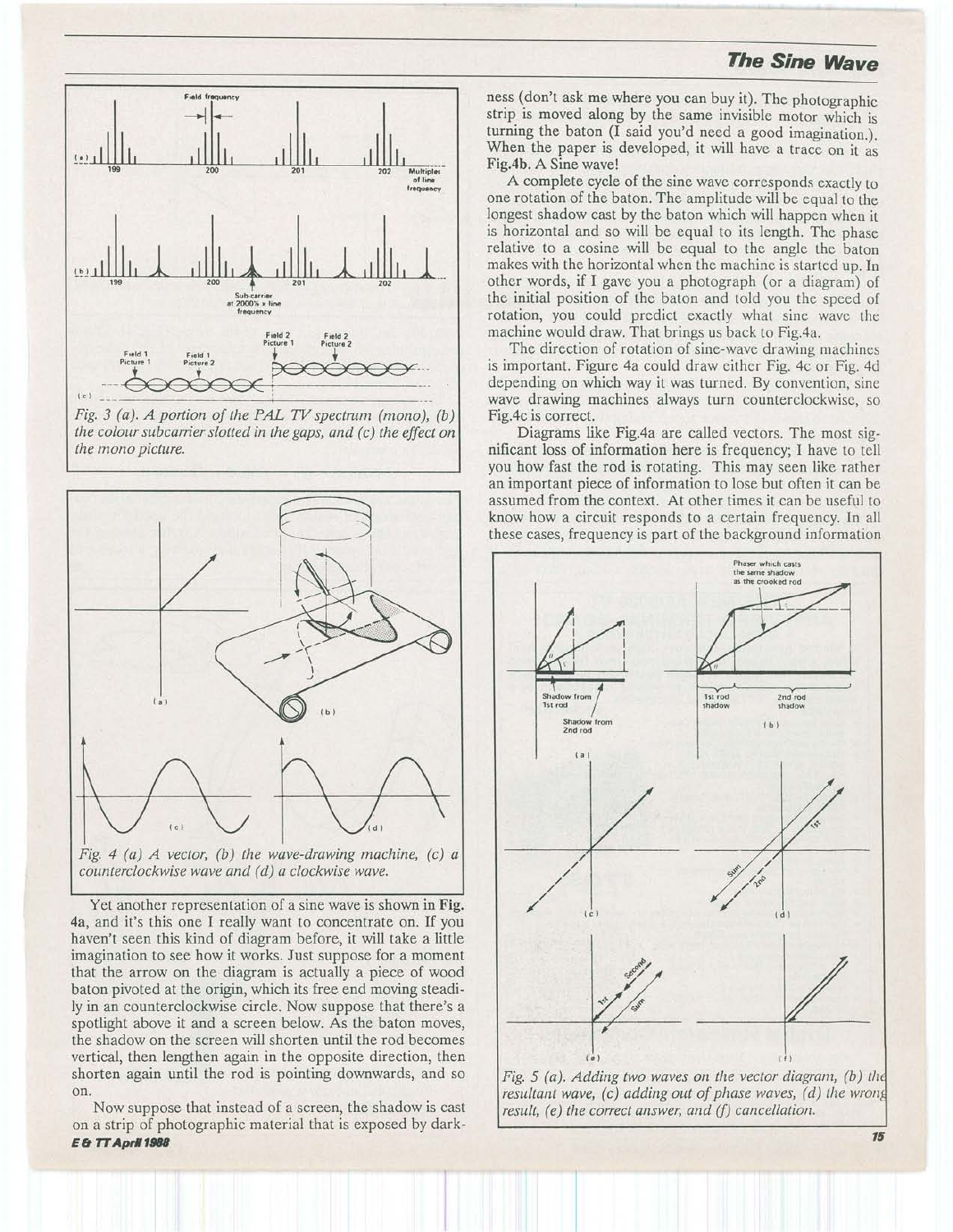Fig. 3 (a). A portion of the PAL TV spectrum (mono), (b) the colour subcarrier slotted in the gaps, and (c) the effect on the mono picture.

Fig. 4 (a) A vector, (b) the wave-drawing machine, (c) a counterclockwise wave and (d) a clockwise wave.

Yet another representation of a sine wave is shown in **Fig. 4a**, and it's this one I really want to concentrate on. If you haven't seen this kind of diagram before, it will take a little imagination to see how it works. Just suppose for a moment that the arrow on the diagram is actually a piece of wood baton pivoted at the origin, which its free end moving steadily in an counterclockwise circle. Now suppose that there's a spotlight above it and a screen below. As the baton moves, the shadow on the screen will shorten until the rod becomes vertical, then lengthen again in the opposite direction, then shorten again until the rod is pointing downwards, and so on.

Now suppose that instead of a screen, the shadow is cast on a strip of photographic material that is exposed by darkness (don't ask me where you can buy it). The photographic strip is moved along by the same invisible motor which is turning the baton (I said you'd need a good imagination.). When the paper is developed, it will have a trace on it as **Fig.4b**. A Sine wave!

A complete cycle of the sine wave corresponds exactly to one rotation of the baton. The amplitude will be equal to the longest shadow cast by the baton which will happen when it is horizontal and so will be equal to its length. The phase relative to a cosine will be equal to the angle the baton makes with the horizontal when the machine is started up. In other words, if I gave you a photograph (or a diagram) of the initial position of the baton and told you the speed of rotation, you could predict exactly what sine wave the machine would draw. That brings us back to Fig.4a.

The direction of rotation of sine-wave drawing machines is important. Figure 4a could draw either Fig. 4c or Fig. 4d depending on which way it was turned. By convention, sine wave drawing machines always turn counterclockwise, so Fig.4c is correct.

Diagrams like Fig.4a are called vectors. The most significant loss of information here is frequency; I have to tell you how fast the rod is rotating. This may seen like rather an important piece of information to lose but often it can be assumed from the context. At other times it can be useful to know how a circuit responds to a certain frequency. In all these cases, frequency is part of the background information

Fig. 5 (a). Adding two waves on the vector diagram, (b) the resultant wave, (c) adding out of phase waves, (d) the wrong result, (e) the correct answer, and (f) cancellation.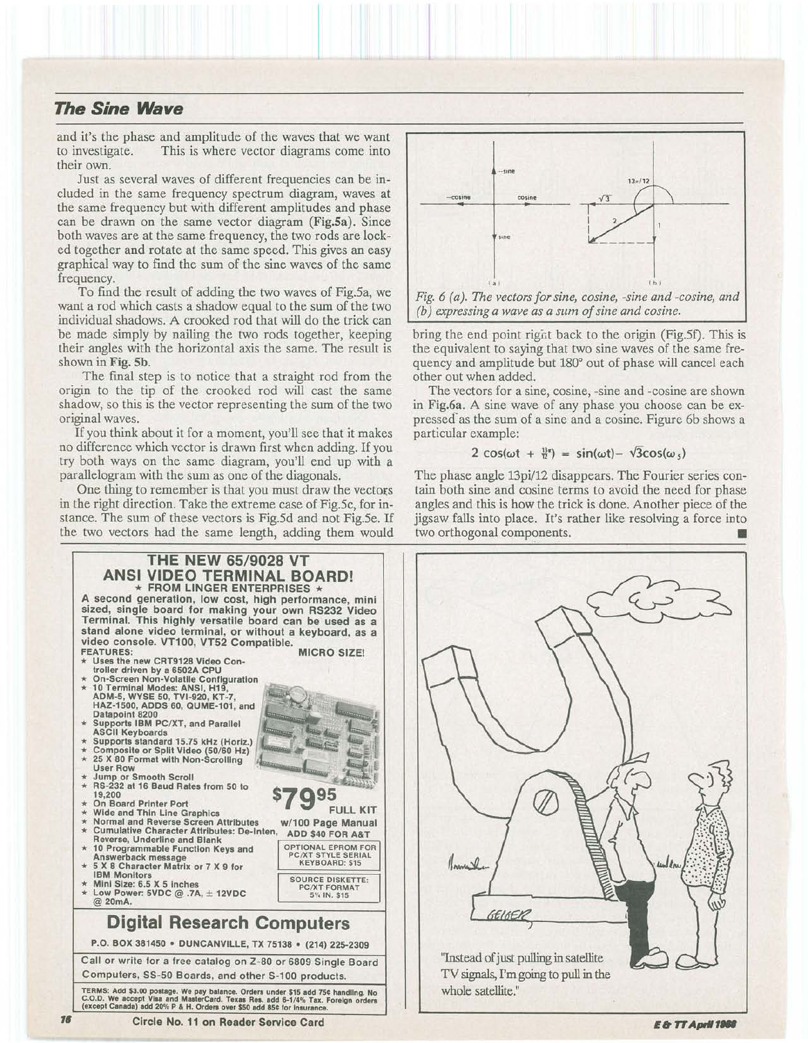## The Sine Wave

and it's the phase and amplitude of the waves that we want to investigate. This is where vector diagrams come into their own.

Just as several waves of different frequencies can be included in the same frequency spectrum diagram, waves at the same frequency but with different amplitudes and phase can be drawn on the same vector diagram (**Fig.5a**). Since both waves are at the same frequency, the two rods are locked together and rotate at the same speed. This gives an easy graphical way to find the sum of the sine waves of the same frequency.

To find the result of adding the two waves of Fig.5a, we want a rod which casts a shadow equal to the sum of the two individual shadows. A crooked rod that will do the trick can be made simply by nailing the two rods together, keeping their angles with the horizontal axis the same. The result is shown in **Fig. 5b**.

The final step is to notice that a straight rod from the origin to the tip of the crooked rod will cast the same shadow, so this is the vector representing the sum of the two original waves.

If you think about it for a moment, you'll see that it makes no difference which vector is drawn first when adding. If you try both ways on the same diagram, you'll end up with a parallelogram with the sum as one of the diagonals.

One thing to remember is that you must draw the vectors in the right direction. Take the extreme case of Fig.5c, for instance. The sum of these vectors is Fig.5d and not Fig.5e. If the two vectors had the same length, adding them would bring the end point right back to the origin (Fig.5f). This is the equivalent to saying that two sine waves of the same frequency and amplitude but 180° out of phase will cancel each other out when added.

-sine
-cosine
cosine
sine
(a)
13π/12
√3
2
1
(b)

*Fig. 6 (a). The vectors for sine, cosine, -sine and -cosine, and (b) expressing a wave as a sum of sine and cosine.*

The vectors for a sine, cosine, -sine and -cosine are shown in **Fig.6a**. A sine wave of any phase you choose can be expressed as the sum of a sine and a cosine. Figure 6b shows a particular example:

$$2\cos(\omega t + \tfrac{13\pi}{12}) = \sin(\omega t) - \sqrt{3}\cos(\omega_t)$$

The phase angle 13pi/12 disappears. The Fourier series contain both sine and cosine terms to avoid the need for phase angles and this is how the trick is done. Another piece of the jigsaw falls into place. It's rather like resolving a force into two orthogonal components. ■

---

**THE NEW 65/9028 VT**
**ANSI VIDEO TERMINAL BOARD!**
★ FROM LINGER ENTERPRISES ★

A second generation, low cost, high performance, mini sized, single board for making your own RS232 Video Terminal. This highly versatile board can be used as a stand alone video terminal, or without a keyboard, as a video console. VT100, VT52 Compatible.

**FEATURES:** **MICRO SIZE!**

- ★ Uses the new CRT9128 Video Controller driven by a 6502A CPU
- ★ On-Screen Non-Volatile Configuration
- ★ 10 Terminal Modes: ANSI, H19, ADM-5, WYSE 50, TVI-920, KT-7, HAZ-1500, ADDS 60, QUME-101, and Datapoint 8200
- ★ Supports IBM PC/XT, and Parallel ASCII Keyboards
- ★ Supports standard 15.75 kHz (Horiz.)
- ★ Composite or Split Video (50/60 Hz)
- ★ 25 X 80 Format with Non-Scrolling User Row
- ★ Jump or Smooth Scroll
- ★ RS-232 at 16 Baud Rates from 50 to 19,200
- ★ On Board Printer Port
- ★ Wide and Thin Line Graphics
- ★ Normal and Reverse Screen Attributes
- ★ Cumulative Character Attributes: De-Inten, Reverse, Underline and Blank
- ★ 10 Programmable Function Keys and Answerback message
- ★ 5 X 8 Character Matrix or 7 X 9 for IBM Monitors
- ★ Mini Size: 6.5 X 5 inches
- ★ Low Power: 5VDC @ .7A, ± 12VDC @ 20mA.

**$79.95** FULL KIT
w/100 Page Manual
ADD $40 FOR A&T

OPTIONAL EPROM FOR PC/XT STYLE SERIAL KEYBOARD: $15

SOURCE DISKETTE: PC/XT FORMAT 5¼ IN. $15

**Digital Research Computers**

P.O. BOX 381450 • DUNCANVILLE, TX 75138 • (214) 225-2309

Call or write for a free catalog on Z-80 or 6809 Single Board Computers, SS-50 Boards, and other S-100 products.

TERMS: Add $3.00 postage. We pay balance. Orders under $15 add 75¢ handling. No C.O.D. We accept Visa and MasterCard. Texas Res. add 6-1/4% Tax. Foreign orders (except Canada) add 20% P & H. Orders over $50 add 85¢ for insurance.

Circle No. 11 on Reader Service Card

---

"Instead of just pulling in satellite TV signals, I'm going to pull in the whole satellite."